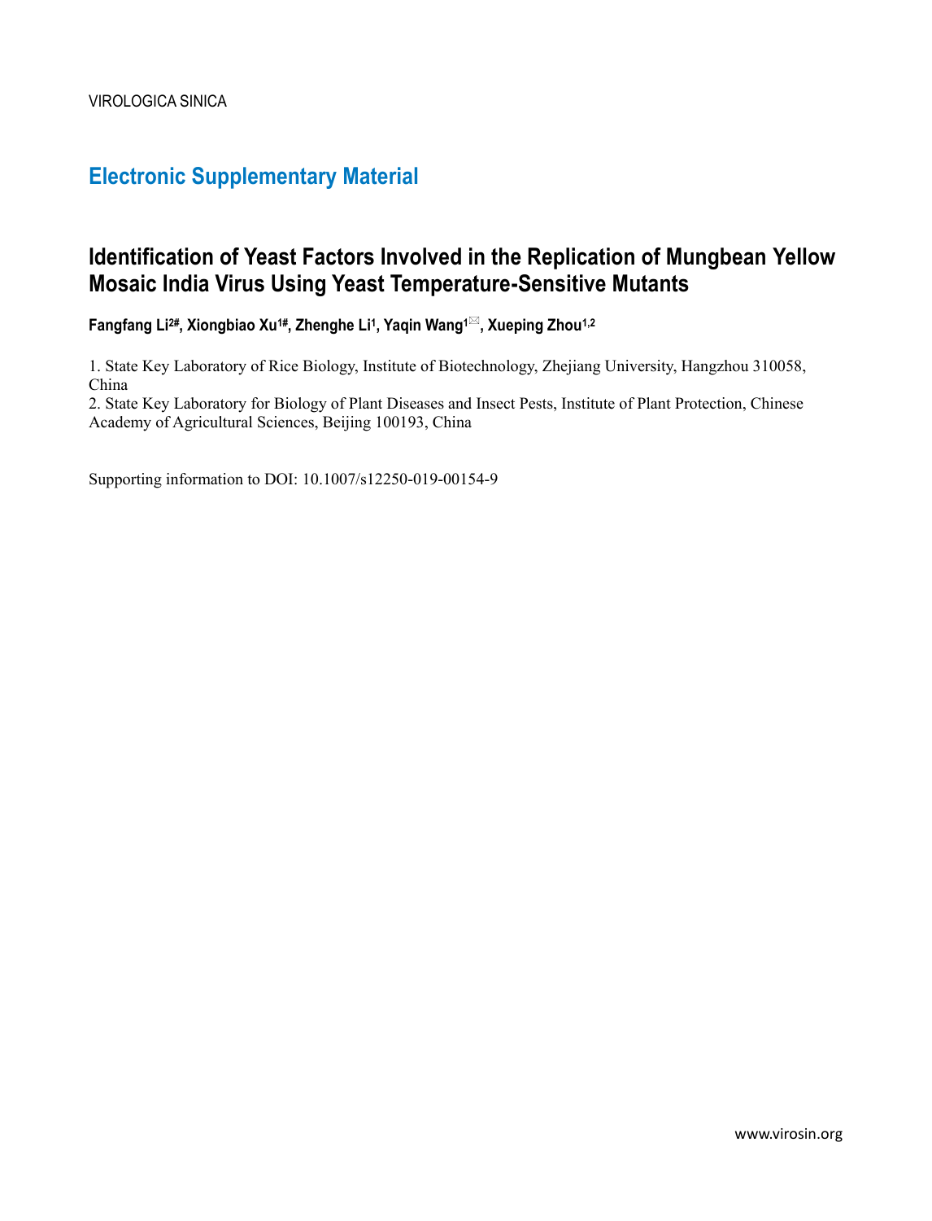VIROLOGICA SINICA

## Electronic Supplementary Material

# Identification of Yeast Factors Involved in the Replication of Mungbean Yellow Mosaic India Virus Using Yeast Temperature-Sensitive Mutants

**Fangfang Li[2#], Xiongbiao Xu[1#], Zhenghe Li[1], Yaqin Wang[1]✉, Xueping Zhou[1,2]**

1. State Key Laboratory of Rice Biology, Institute of Biotechnology, Zhejiang University, Hangzhou 310058, China
2. State Key Laboratory for Biology of Plant Diseases and Insect Pests, Institute of Plant Protection, Chinese Academy of Agricultural Sciences, Beijing 100193, China

Supporting information to DOI: 10.1007/s12250-019-00154-9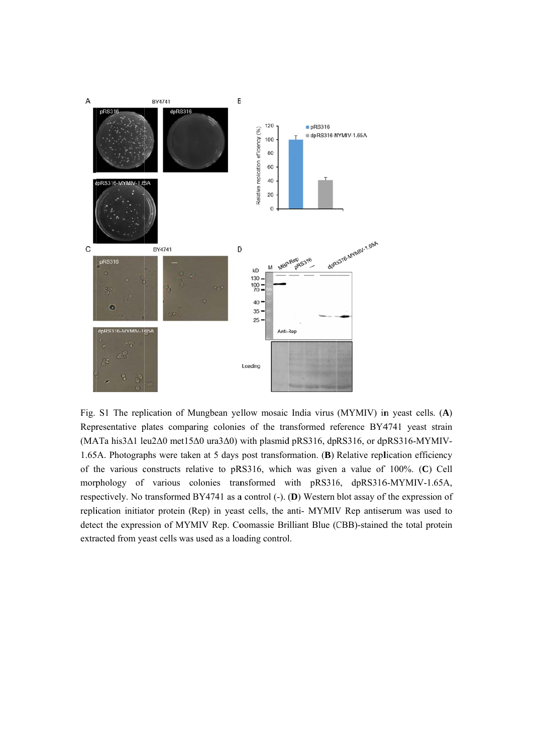Fig. S1 The replication of Mungbean yellow mosaic India virus (MYMIV) in yeast cells. (**A**) Representative plates comparing colonies of the transformed reference BY4741 yeast strain (MATa his3Δ1 leu2Δ0 met15Δ0 ura3Δ0) with plasmid pRS316, dpRS316, or dpRS316-MYMIV-1.65A. Photographs were taken at 5 days post transformation. (**B**) Relative replication efficiency of the various constructs relative to pRS316, which was given a value of 100%. (**C**) Cell morphology of various colonies transformed with pRS316, dpRS316-MYMIV-1.65A, respectively. No transformed BY4741 as a control (-). (**D**) Western blot assay of the expression of replication initiator protein (Rep) in yeast cells, the anti- MYMIV Rep antiserum was used to detect the expression of MYMIV Rep. Coomassie Brilliant Blue (CBB)-stained the total protein extracted from yeast cells was used as a loading control.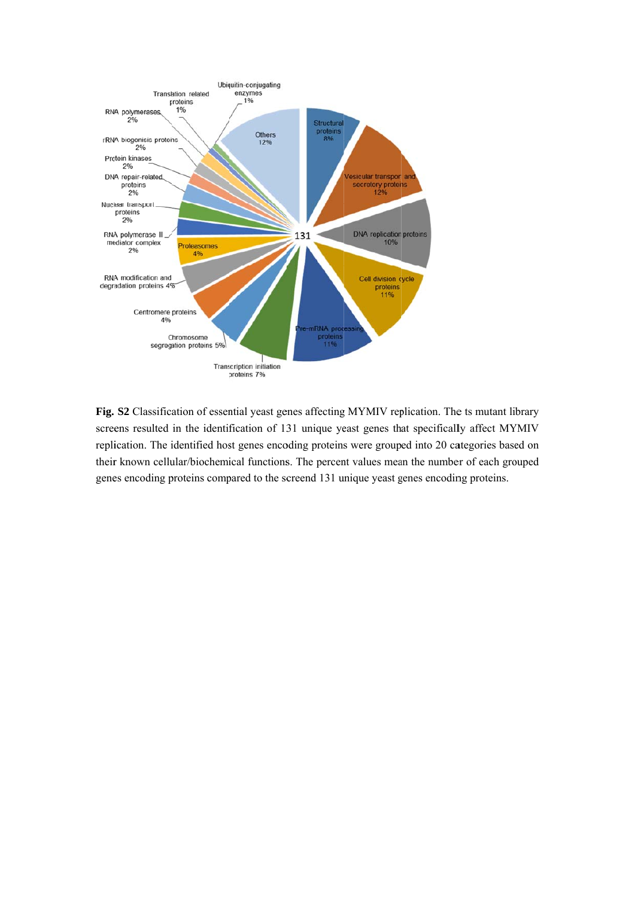**Fig. S2** Classification of essential yeast genes affecting MYMIV replication. The ts mutant library screens resulted in the identification of 131 unique yeast genes that specifically affect MYMIV replication. The identified host genes encoding proteins were grouped into 20 categories based on their known cellular/biochemical functions. The percent values mean the number of each grouped genes encoding proteins compared to the screend 131 unique yeast genes encoding proteins.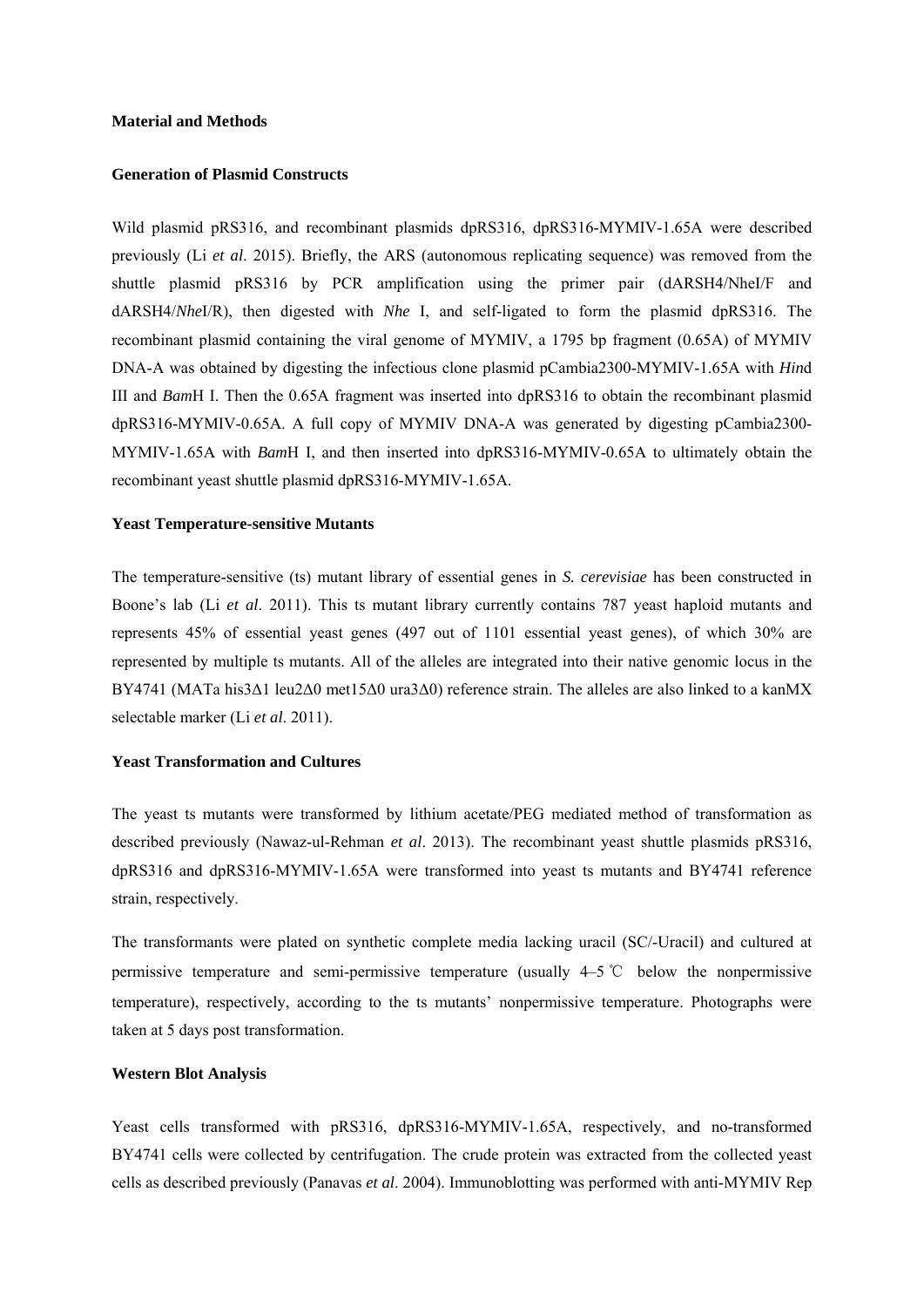**Material and Methods**

**Generation of Plasmid Constructs**

Wild plasmid pRS316, and recombinant plasmids dpRS316, dpRS316-MYMIV-1.65A were described previously (Li *et al*. 2015). Briefly, the ARS (autonomous replicating sequence) was removed from the shuttle plasmid pRS316 by PCR amplification using the primer pair (dARSH4/NheI/F and dARSH4/*Nhe*I/R), then digested with *Nhe* I, and self-ligated to form the plasmid dpRS316. The recombinant plasmid containing the viral genome of MYMIV, a 1795 bp fragment (0.65A) of MYMIV DNA-A was obtained by digesting the infectious clone plasmid pCambia2300-MYMIV-1.65A with *Hin*d III and *Bam*H I. Then the 0.65A fragment was inserted into dpRS316 to obtain the recombinant plasmid dpRS316-MYMIV-0.65A. A full copy of MYMIV DNA-A was generated by digesting pCambia2300-MYMIV-1.65A with *Bam*H I, and then inserted into dpRS316-MYMIV-0.65A to ultimately obtain the recombinant yeast shuttle plasmid dpRS316-MYMIV-1.65A.

**Yeast Temperature-sensitive Mutants**

The temperature-sensitive (ts) mutant library of essential genes in *S. cerevisiae* has been constructed in Boone's lab (Li *et al*. 2011). This ts mutant library currently contains 787 yeast haploid mutants and represents 45% of essential yeast genes (497 out of 1101 essential yeast genes), of which 30% are represented by multiple ts mutants. All of the alleles are integrated into their native genomic locus in the BY4741 (MATa his3Δ1 leu2Δ0 met15Δ0 ura3Δ0) reference strain. The alleles are also linked to a kanMX selectable marker (Li *et al*. 2011).

**Yeast Transformation and Cultures**

The yeast ts mutants were transformed by lithium acetate/PEG mediated method of transformation as described previously (Nawaz-ul-Rehman *et al*. 2013). The recombinant yeast shuttle plasmids pRS316, dpRS316 and dpRS316-MYMIV-1.65A were transformed into yeast ts mutants and BY4741 reference strain, respectively.

The transformants were plated on synthetic complete media lacking uracil (SC/-Uracil) and cultured at permissive temperature and semi-permissive temperature (usually 4–5 ℃ below the nonpermissive temperature), respectively, according to the ts mutants' nonpermissive temperature. Photographs were taken at 5 days post transformation.

**Western Blot Analysis**

Yeast cells transformed with pRS316, dpRS316-MYMIV-1.65A, respectively, and no-transformed BY4741 cells were collected by centrifugation. The crude protein was extracted from the collected yeast cells as described previously (Panavas *et al*. 2004). Immunoblotting was performed with anti-MYMIV Rep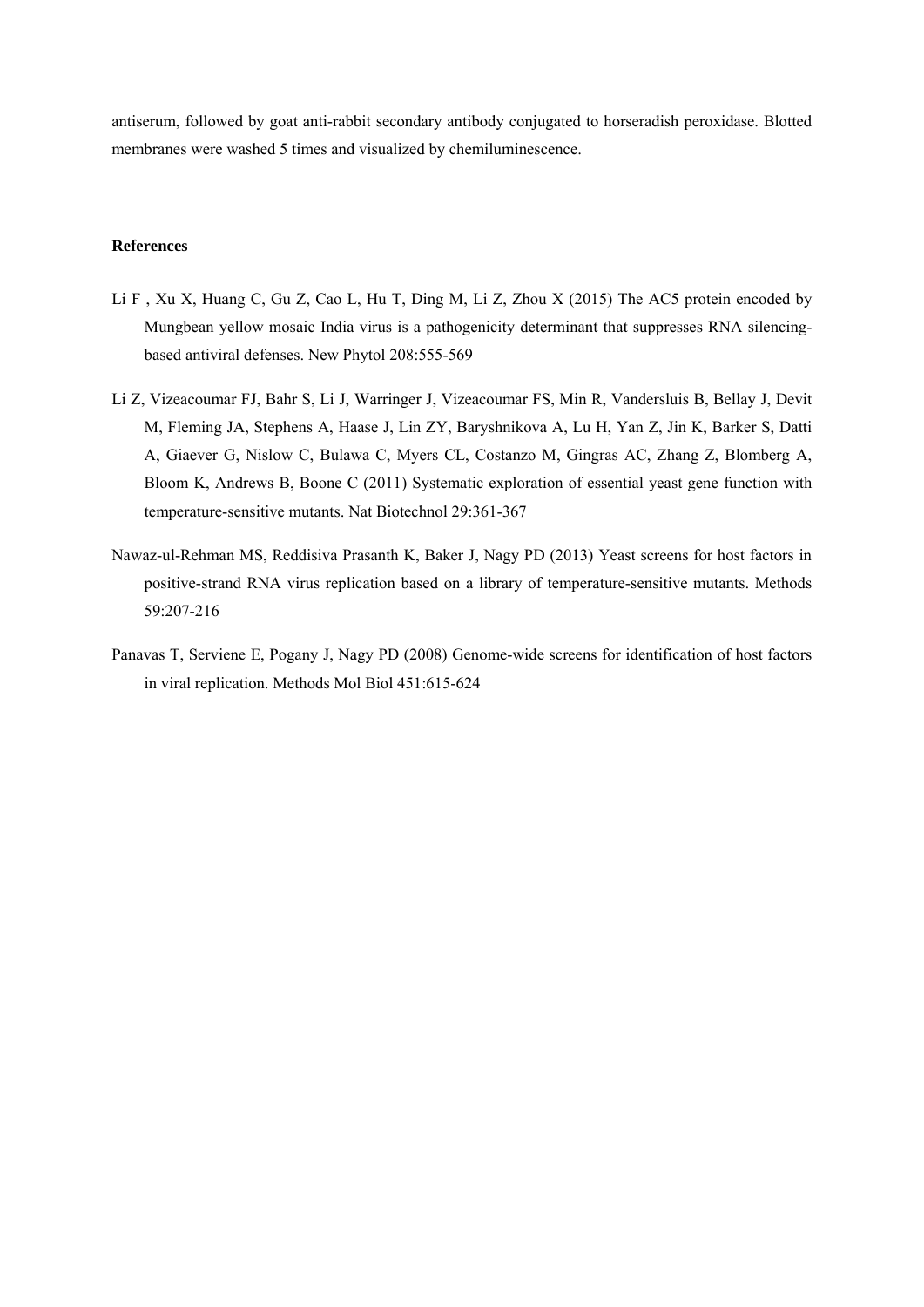antiserum, followed by goat anti-rabbit secondary antibody conjugated to horseradish peroxidase. Blotted membranes were washed 5 times and visualized by chemiluminescence.

**References**

Li F , Xu X, Huang C, Gu Z, Cao L, Hu T, Ding M, Li Z, Zhou X (2015) The AC5 protein encoded by Mungbean yellow mosaic India virus is a pathogenicity determinant that suppresses RNA silencing-based antiviral defenses. New Phytol 208:555-569

Li Z, Vizeacoumar FJ, Bahr S, Li J, Warringer J, Vizeacoumar FS, Min R, Vandersluis B, Bellay J, Devit M, Fleming JA, Stephens A, Haase J, Lin ZY, Baryshnikova A, Lu H, Yan Z, Jin K, Barker S, Datti A, Giaever G, Nislow C, Bulawa C, Myers CL, Costanzo M, Gingras AC, Zhang Z, Blomberg A, Bloom K, Andrews B, Boone C (2011) Systematic exploration of essential yeast gene function with temperature-sensitive mutants. Nat Biotechnol 29:361-367

Nawaz-ul-Rehman MS, Reddisiva Prasanth K, Baker J, Nagy PD (2013) Yeast screens for host factors in positive-strand RNA virus replication based on a library of temperature-sensitive mutants. Methods 59:207-216

Panavas T, Serviene E, Pogany J, Nagy PD (2008) Genome-wide screens for identification of host factors in viral replication. Methods Mol Biol 451:615-624